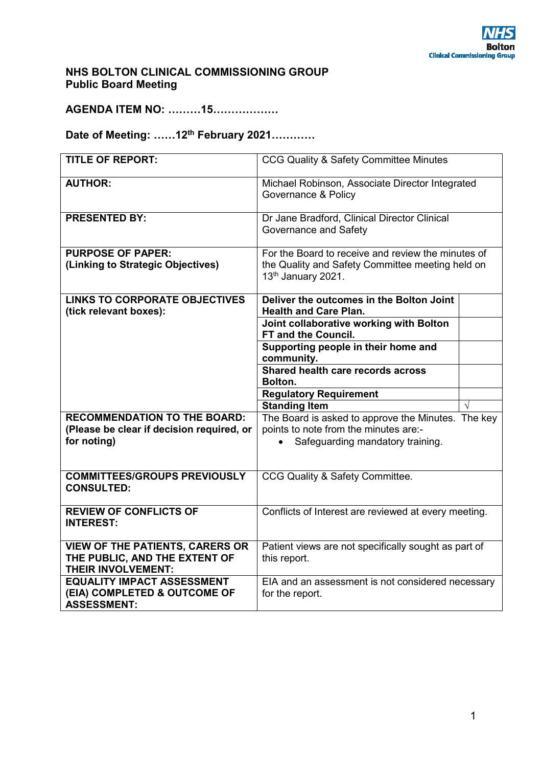NHS Bolton Clinical Commissioning Group

**NHS BOLTON CLINICAL COMMISSIONING GROUP**
**Public Board Meeting**

**AGENDA ITEM NO: ………15………………**

**Date of Meeting: ……12th February 2021…………**

| | | |
|---|---|---|
| **TITLE OF REPORT:** | CCG Quality & Safety Committee Minutes | |
| **AUTHOR:** | Michael Robinson, Associate Director Integrated Governance & Policy | |
| **PRESENTED BY:** | Dr Jane Bradford, Clinical Director Clinical Governance and Safety | |
| **PURPOSE OF PAPER: (Linking to Strategic Objectives)** | For the Board to receive and review the minutes of the Quality and Safety Committee meeting held on 13th January 2021. | |
| **LINKS TO CORPORATE OBJECTIVES (tick relevant boxes):** | **Deliver the outcomes in the Bolton Joint Health and Care Plan.** | |
| | **Joint collaborative working with Bolton FT and the Council.** | |
| | **Supporting people in their home and community.** | |
| | **Shared health care records across Bolton.** | |
| | **Regulatory Requirement** | |
| | **Standing Item** | √ |
| **RECOMMENDATION TO THE BOARD: (Please be clear if decision required, or for noting)** | The Board is asked to approve the Minutes. The key points to note from the minutes are:-<br>• Safeguarding mandatory training. | |
| **COMMITTEES/GROUPS PREVIOUSLY CONSULTED:** | CCG Quality & Safety Committee. | |
| **REVIEW OF CONFLICTS OF INTEREST:** | Conflicts of Interest are reviewed at every meeting. | |
| **VIEW OF THE PATIENTS, CARERS OR THE PUBLIC, AND THE EXTENT OF THEIR INVOLVEMENT:** | Patient views are not specifically sought as part of this report. | |
| **EQUALITY IMPACT ASSESSMENT (EIA) COMPLETED & OUTCOME OF ASSESSMENT:** | EIA and an assessment is not considered necessary for the report. | |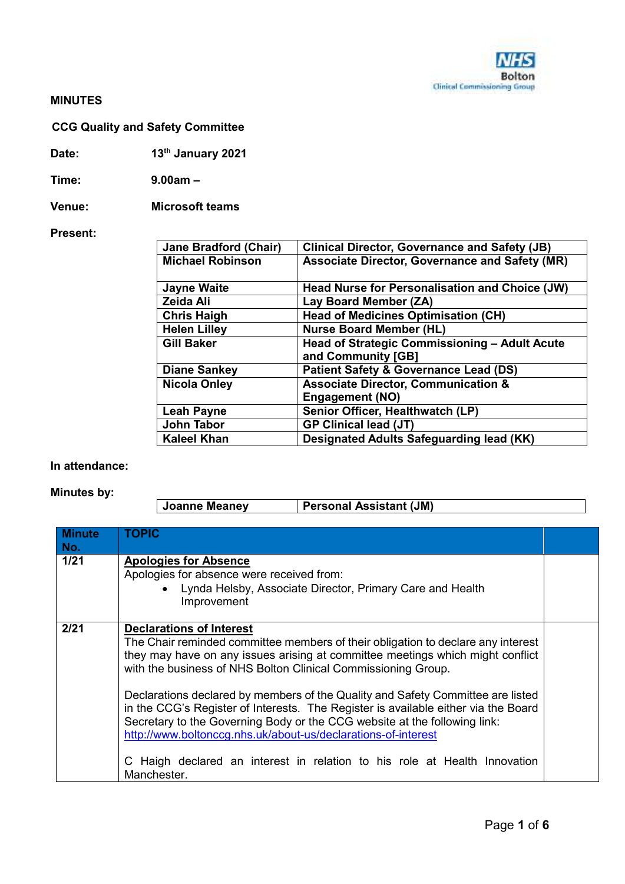**NHS Bolton Clinical Commissioning Group**

**MINUTES**

**CCG Quality and Safety Committee**

**Date:** 13th January 2021

**Time:** 9.00am –

**Venue:** Microsoft teams

**Present:**

| | |
|---|---|
| **Jane Bradford (Chair)** | **Clinical Director, Governance and Safety (JB)** |
| **Michael Robinson** | **Associate Director, Governance and Safety (MR)** |
| **Jayne Waite** | **Head Nurse for Personalisation and Choice (JW)** |
| **Zeida Ali** | **Lay Board Member (ZA)** |
| **Chris Haigh** | **Head of Medicines Optimisation (CH)** |
| **Helen Lilley** | **Nurse Board Member (HL)** |
| **Gill Baker** | **Head of Strategic Commissioning – Adult Acute and Community [GB]** |
| **Diane Sankey** | **Patient Safety & Governance Lead (DS)** |
| **Nicola Onley** | **Associate Director, Communication & Engagement (NO)** |
| **Leah Payne** | **Senior Officer, Healthwatch (LP)** |
| **John Tabor** | **GP Clinical lead (JT)** |
| **Kaleel Khan** | **Designated Adults Safeguarding lead (KK)** |

**In attendance:**

**Minutes by:**

| | |
|---|---|
| **Joanne Meaney** | **Personal Assistant (JM)** |

| Minute No. | TOPIC | |
|---|---|---|
| **1/21** | **Apologies for Absence**<br>Apologies for absence were received from:<br>• Lynda Helsby, Associate Director, Primary Care and Health Improvement | |
| **2/21** | **Declarations of Interest**<br>The Chair reminded committee members of their obligation to declare any interest they may have on any issues arising at committee meetings which might conflict with the business of NHS Bolton Clinical Commissioning Group.<br><br>Declarations declared by members of the Quality and Safety Committee are listed in the CCG's Register of Interests. The Register is available either via the Board Secretary to the Governing Body or the CCG website at the following link: http://www.boltonccg.nhs.uk/about-us/declarations-of-interest<br><br>C Haigh declared an interest in relation to his role at Health Innovation Manchester. | |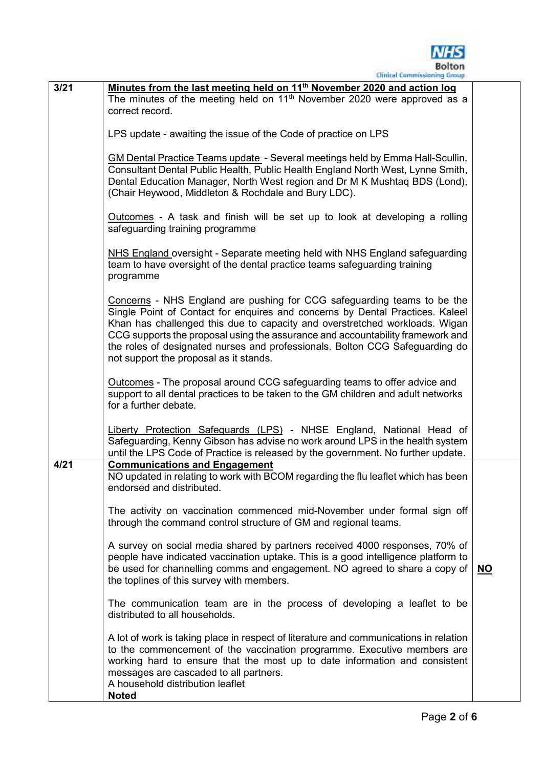| | | |
|---|---|---|
| 3/21 | **Minutes from the last meeting held on 11th November 2020 and action log**<br>The minutes of the meeting held on 11th November 2020 were approved as a correct record.<br><br>LPS update - awaiting the issue of the Code of practice on LPS<br><br>GM Dental Practice Teams update - Several meetings held by Emma Hall-Scullin, Consultant Dental Public Health, Public Health England North West, Lynne Smith, Dental Education Manager, North West region and Dr M K Mushtaq BDS (Lond), (Chair Heywood, Middleton & Rochdale and Bury LDC).<br><br>Outcomes - A task and finish will be set up to look at developing a rolling safeguarding training programme<br><br>NHS England oversight - Separate meeting held with NHS England safeguarding team to have oversight of the dental practice teams safeguarding training programme<br><br>Concerns - NHS England are pushing for CCG safeguarding teams to be the Single Point of Contact for enquires and concerns by Dental Practices. Kaleel Khan has challenged this due to capacity and overstretched workloads. Wigan CCG supports the proposal using the assurance and accountability framework and the roles of designated nurses and professionals. Bolton CCG Safeguarding do not support the proposal as it stands.<br><br>Outcomes - The proposal around CCG safeguarding teams to offer advice and support to all dental practices to be taken to the GM children and adult networks for a further debate.<br><br>Liberty Protection Safeguards (LPS) - NHSE England, National Head of Safeguarding, Kenny Gibson has advise no work around LPS in the health system until the LPS Code of Practice is released by the government. No further update. | |
| 4/21 | **Communications and Engagement**<br>NO updated in relating to work with BCOM regarding the flu leaflet which has been endorsed and distributed.<br><br>The activity on vaccination commenced mid-November under formal sign off through the command control structure of GM and regional teams.<br><br>A survey on social media shared by partners received 4000 responses, 70% of people have indicated vaccination uptake. This is a good intelligence platform to be used for channelling comms and engagement. NO agreed to share a copy of the toplines of this survey with members.<br><br>The communication team are in the process of developing a leaflet to be distributed to all households.<br><br>A lot of work is taking place in respect of literature and communications in relation to the commencement of the vaccination programme. Executive members are working hard to ensure that the most up to date information and consistent messages are cascaded to all partners.<br>A household distribution leaflet<br>**Noted** | **NO** |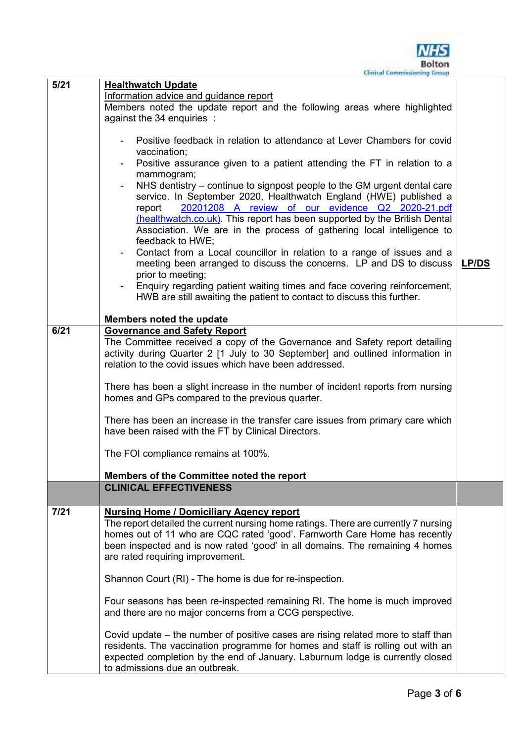| | | |
|---|---|---|
| 5/21 | **Healthwatch Update**<br>Information advice and guidance report<br>Members noted the update report and the following areas where highlighted against the 34 enquiries :<br><br>- Positive feedback in relation to attendance at Lever Chambers for covid vaccination;<br>- Positive assurance given to a patient attending the FT in relation to a mammogram;<br>- NHS dentistry – continue to signpost people to the GM urgent dental care service. In September 2020, Healthwatch England (HWE) published a report 20201208 A review of our evidence Q2 2020-21.pdf (healthwatch.co.uk). This report has been supported by the British Dental Association. We are in the process of gathering local intelligence to feedback to HWE;<br>- Contact from a Local councillor in relation to a range of issues and a meeting been arranged to discuss the concerns. LP and DS to discuss prior to meeting;<br>- Enquiry regarding patient waiting times and face covering reinforcement, HWB are still awaiting the patient to contact to discuss this further.<br><br>**Members noted the update** | **LP/DS** |
| 6/21 | **Governance and Safety Report**<br>The Committee received a copy of the Governance and Safety report detailing activity during Quarter 2 [1 July to 30 September] and outlined information in relation to the covid issues which have been addressed.<br><br>There has been a slight increase in the number of incident reports from nursing homes and GPs compared to the previous quarter.<br><br>There has been an increase in the transfer care issues from primary care which have been raised with the FT by Clinical Directors.<br><br>The FOI compliance remains at 100%.<br><br>**Members of the Committee noted the report** | |
| | **CLINICAL EFFECTIVENESS** | |
| 7/21 | **Nursing Home / Domiciliary Agency report**<br>The report detailed the current nursing home ratings. There are currently 7 nursing homes out of 11 who are CQC rated 'good'. Farnworth Care Home has recently been inspected and is now rated 'good' in all domains. The remaining 4 homes are rated requiring improvement.<br><br>Shannon Court (RI) - The home is due for re-inspection.<br><br>Four seasons has been re-inspected remaining RI. The home is much improved and there are no major concerns from a CCG perspective.<br><br>Covid update – the number of positive cases are rising related more to staff than residents. The vaccination programme for homes and staff is rolling out with an expected completion by the end of January. Laburnum lodge is currently closed to admissions due an outbreak. | |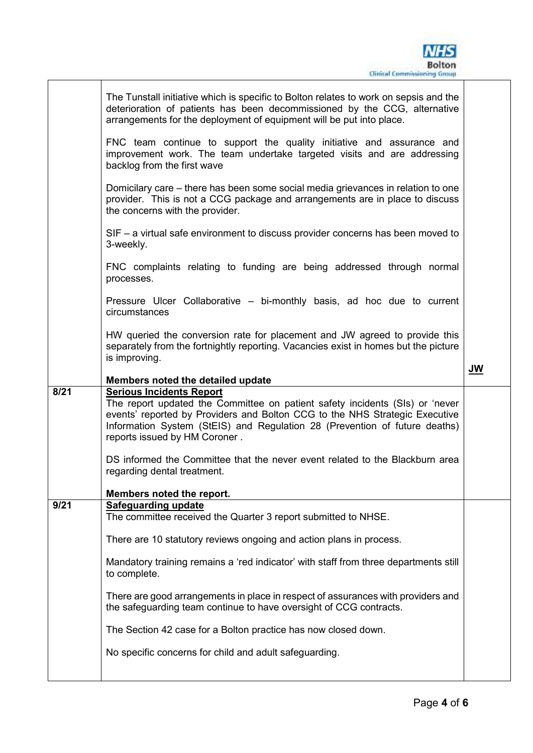| | | |
|---|---|---|
| | The Tunstall initiative which is specific to Bolton relates to work on sepsis and the deterioration of patients has been decommissioned by the CCG, alternative arrangements for the deployment of equipment will be put into place.<br><br>FNC team continue to support the quality initiative and assurance and improvement work. The team undertake targeted visits and are addressing backlog from the first wave<br><br>Domicilary care – there has been some social media grievances in relation to one provider. This is not a CCG package and arrangements are in place to discuss the concerns with the provider.<br><br>SIF – a virtual safe environment to discuss provider concerns has been moved to 3-weekly.<br><br>FNC complaints relating to funding are being addressed through normal processes.<br><br>Pressure Ulcer Collaborative – bi-monthly basis, ad hoc due to current circumstances<br><br>HW queried the conversion rate for placement and JW agreed to provide this separately from the fortnightly reporting. Vacancies exist in homes but the picture is improving.<br><br>**Members noted the detailed update** | **JW** |
| **8/21** | **Serious Incidents Report**<br>The report updated the Committee on patient safety incidents (SIs) or 'never events' reported by Providers and Bolton CCG to the NHS Strategic Executive Information System (StEIS) and Regulation 28 (Prevention of future deaths) reports issued by HM Coroner .<br><br>DS informed the Committee that the never event related to the Blackburn area regarding dental treatment.<br><br>**Members noted the report.** | |
| **9/21** | **Safeguarding update**<br>The committee received the Quarter 3 report submitted to NHSE.<br><br>There are 10 statutory reviews ongoing and action plans in process.<br><br>Mandatory training remains a 'red indicator' with staff from three departments still to complete.<br><br>There are good arrangements in place in respect of assurances with providers and the safeguarding team continue to have oversight of CCG contracts.<br><br>The Section 42 case for a Bolton practice has now closed down.<br><br>No specific concerns for child and adult safeguarding. | |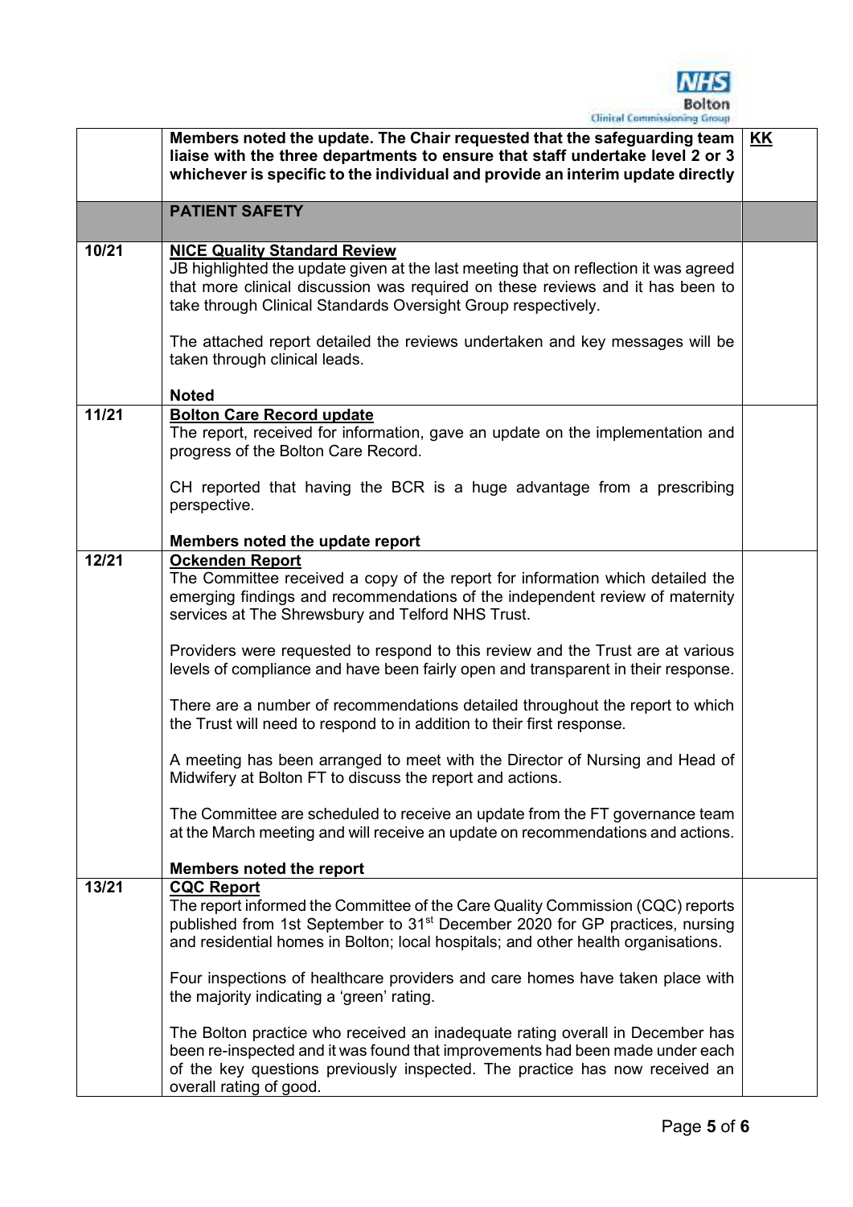| | | |
|---|---|---|
| | **Members noted the update. The Chair requested that the safeguarding team liaise with the three departments to ensure that staff undertake level 2 or 3 whichever is specific to the individual and provide an interim update directly** | **KK** |
| | **PATIENT SAFETY** | |
| 10/21 | **NICE Quality Standard Review**<br>JB highlighted the update given at the last meeting that on reflection it was agreed that more clinical discussion was required on these reviews and it has been to take through Clinical Standards Oversight Group respectively.<br><br>The attached report detailed the reviews undertaken and key messages will be taken through clinical leads.<br><br>**Noted** | |
| 11/21 | **Bolton Care Record update**<br>The report, received for information, gave an update on the implementation and progress of the Bolton Care Record.<br><br>CH reported that having the BCR is a huge advantage from a prescribing perspective.<br><br>**Members noted the update report** | |
| 12/21 | **Ockenden Report**<br>The Committee received a copy of the report for information which detailed the emerging findings and recommendations of the independent review of maternity services at The Shrewsbury and Telford NHS Trust.<br><br>Providers were requested to respond to this review and the Trust are at various levels of compliance and have been fairly open and transparent in their response.<br><br>There are a number of recommendations detailed throughout the report to which the Trust will need to respond to in addition to their first response.<br><br>A meeting has been arranged to meet with the Director of Nursing and Head of Midwifery at Bolton FT to discuss the report and actions.<br><br>The Committee are scheduled to receive an update from the FT governance team at the March meeting and will receive an update on recommendations and actions.<br><br>**Members noted the report** | |
| 13/21 | **CQC Report**<br>The report informed the Committee of the Care Quality Commission (CQC) reports published from 1st September to 31st December 2020 for GP practices, nursing and residential homes in Bolton; local hospitals; and other health organisations.<br><br>Four inspections of healthcare providers and care homes have taken place with the majority indicating a 'green' rating.<br><br>The Bolton practice who received an inadequate rating overall in December has been re-inspected and it was found that improvements had been made under each of the key questions previously inspected. The practice has now received an overall rating of good. | |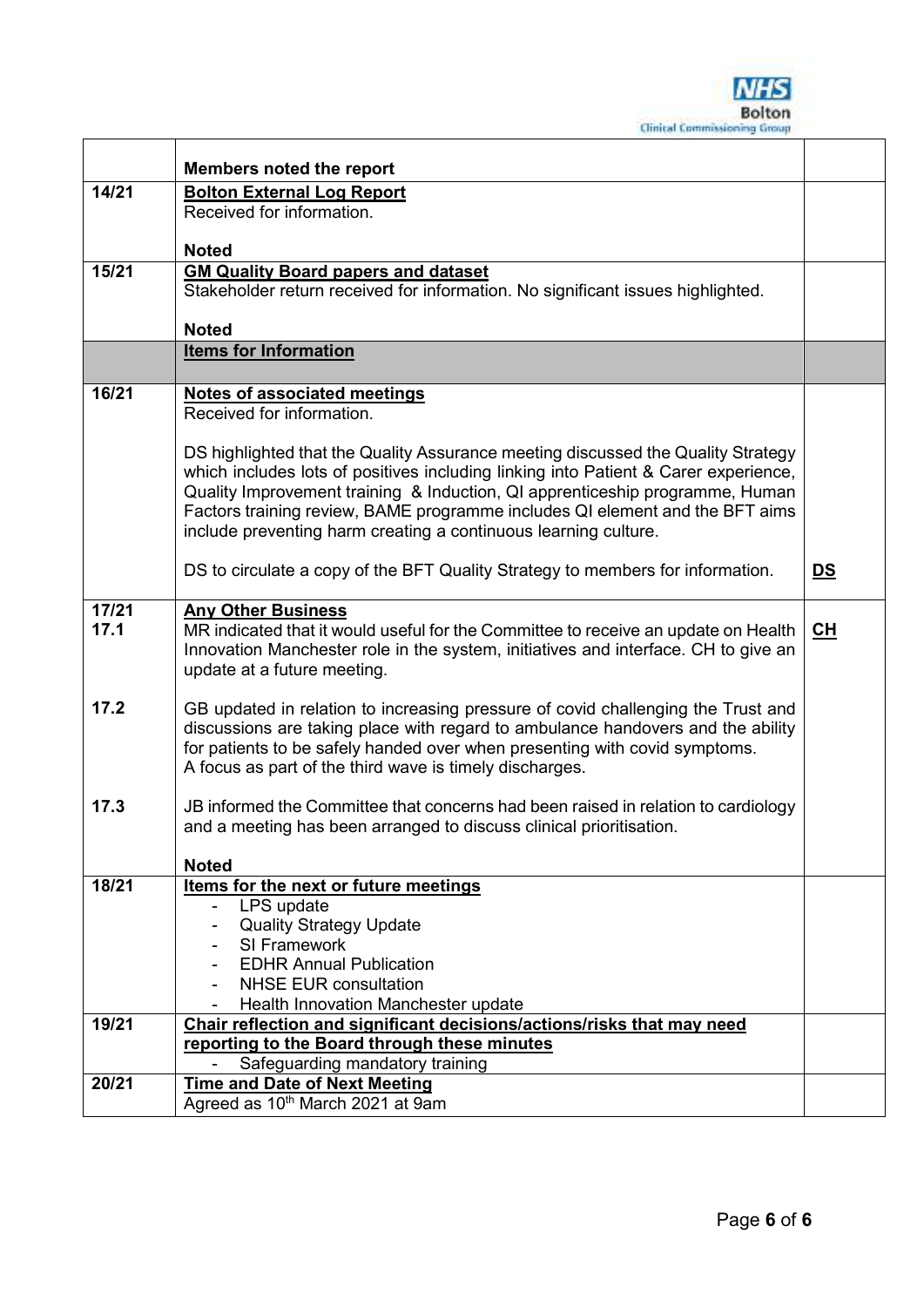| | | |
|---|---|---|
| | **Members noted the report** | |
| **14/21** | **Bolton External Log Report**<br>Received for information.<br><br>**Noted** | |
| **15/21** | **GM Quality Board papers and dataset**<br>Stakeholder return received for information. No significant issues highlighted.<br><br>**Noted** | |
| | **Items for Information** | |
| **16/21** | **Notes of associated meetings**<br>Received for information.<br><br>DS highlighted that the Quality Assurance meeting discussed the Quality Strategy which includes lots of positives including linking into Patient & Carer experience, Quality Improvement training & Induction, QI apprenticeship programme, Human Factors training review, BAME programme includes QI element and the BFT aims include preventing harm creating a continuous learning culture.<br><br>DS to circulate a copy of the BFT Quality Strategy to members for information. | **DS** |
| **17/21**<br>**17.1**<br><br><br><br>**17.2**<br><br><br><br><br>**17.3** | **Any Other Business**<br>MR indicated that it would useful for the Committee to receive an update on Health Innovation Manchester role in the system, initiatives and interface. CH to give an update at a future meeting.<br><br>GB updated in relation to increasing pressure of covid challenging the Trust and discussions are taking place with regard to ambulance handovers and the ability for patients to be safely handed over when presenting with covid symptoms.<br>A focus as part of the third wave is timely discharges.<br><br>JB informed the Committee that concerns had been raised in relation to cardiology and a meeting has been arranged to discuss clinical prioritisation.<br><br>**Noted** | **CH** |
| **18/21** | **Items for the next or future meetings**<br>- LPS update<br>- Quality Strategy Update<br>- SI Framework<br>- EDHR Annual Publication<br>- NHSE EUR consultation<br>- Health Innovation Manchester update | |
| **19/21** | **Chair reflection and significant decisions/actions/risks that may need reporting to the Board through these minutes**<br>- Safeguarding mandatory training | |
| **20/21** | **Time and Date of Next Meeting**<br>Agreed as 10th March 2021 at 9am | |